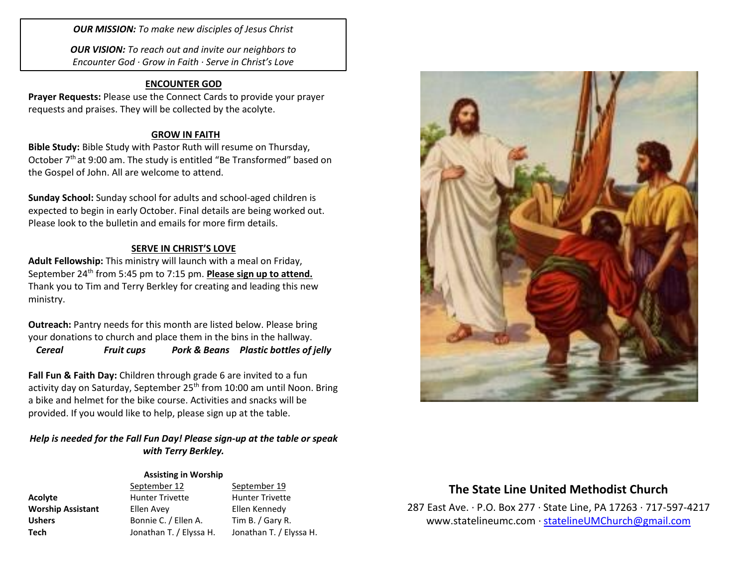***OUR MISSION:*** *To make new disciples of Jesus Christ*

***OUR VISION:*** *To reach out and invite our neighbors to Encounter God · Grow in Faith · Serve in Christ's Love*

## ENCOUNTER GOD

**Prayer Requests:** Please use the Connect Cards to provide your prayer requests and praises. They will be collected by the acolyte.

## GROW IN FAITH

**Bible Study:** Bible Study with Pastor Ruth will resume on Thursday, October 7th at 9:00 am. The study is entitled "Be Transformed" based on the Gospel of John. All are welcome to attend.

**Sunday School:** Sunday school for adults and school-aged children is expected to begin in early October. Final details are being worked out. Please look to the bulletin and emails for more firm details.

## SERVE IN CHRIST'S LOVE

**Adult Fellowship:** This ministry will launch with a meal on Friday, September 24th from 5:45 pm to 7:15 pm. **Please sign up to attend.** Thank you to Tim and Terry Berkley for creating and leading this new ministry.

**Outreach:** Pantry needs for this month are listed below. Please bring your donations to church and place them in the bins in the hallway.

***Cereal*** ***Fruit cups*** ***Pork & Beans*** ***Plastic bottles of jelly***

**Fall Fun & Faith Day:** Children through grade 6 are invited to a fun activity day on Saturday, September 25th from 10:00 am until Noon. Bring a bike and helmet for the bike course. Activities and snacks will be provided. If you would like to help, please sign up at the table.

***Help is needed for the Fall Fun Day! Please sign-up at the table or speak with Terry Berkley.***

**Assisting in Worship**

| | September 12 | September 19 |
|---|---|---|
| **Acolyte** | Hunter Trivette | Hunter Trivette |
| **Worship Assistant** | Ellen Avey | Ellen Kennedy |
| **Ushers** | Bonnie C. / Ellen A. | Tim B. / Gary R. |
| **Tech** | Jonathan T. / Elyssa H. | Jonathan T. / Elyssa H. |

## The State Line United Methodist Church

287 East Ave. · P.O. Box 277 · State Line, PA 17263 · 717-597-4217
www.statelineumc.com · statelineUMChurch@gmail.com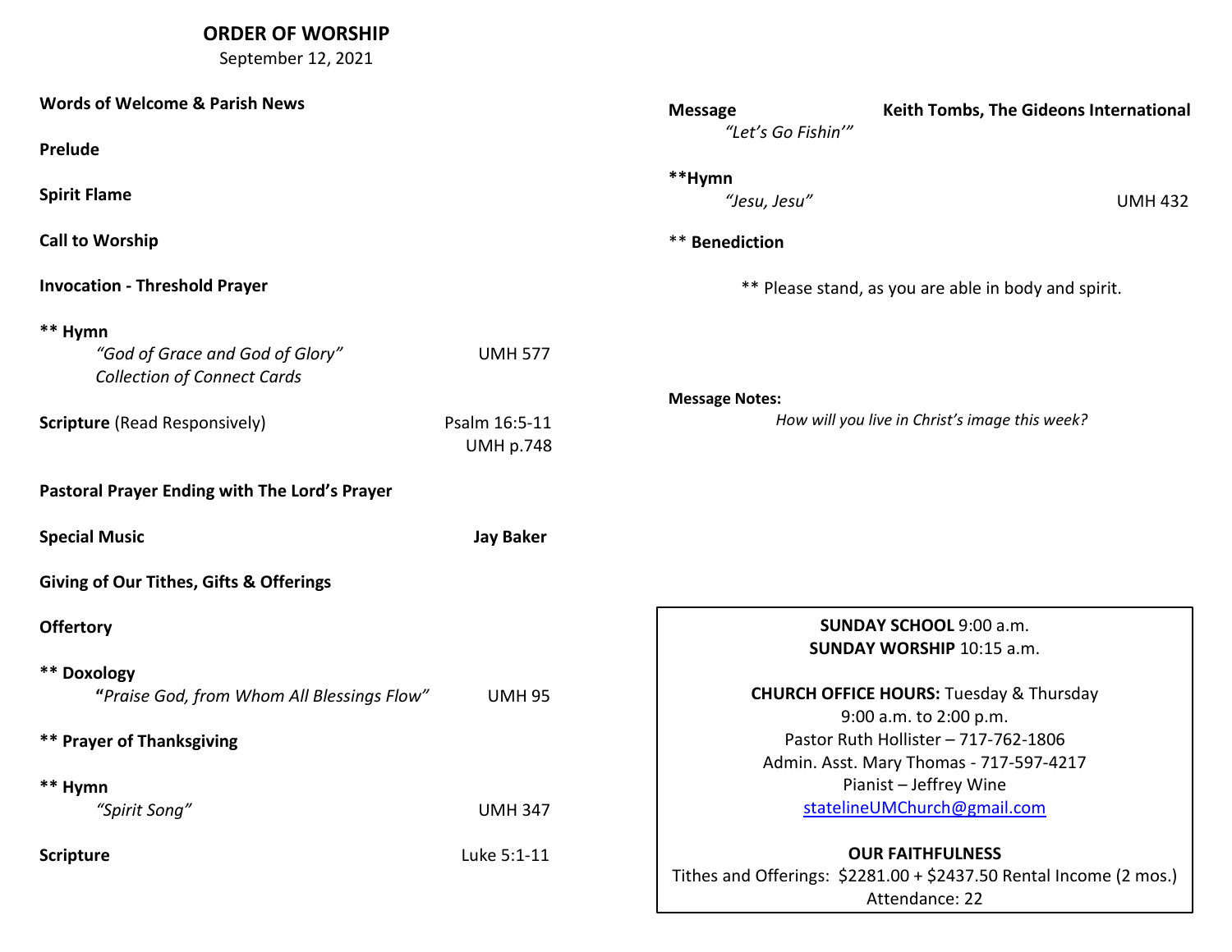## ORDER OF WORSHIP

September 12, 2021

**Words of Welcome & Parish News**

**Prelude**

**Spirit Flame**

**Call to Worship**

**Invocation - Threshold Prayer**

**\*\* Hymn**
*"God of Grace and God of Glory"* UMH 577
*Collection of Connect Cards*

**Scripture** (Read Responsively) Psalm 16:5-11 UMH p.748

**Pastoral Prayer Ending with The Lord's Prayer**

**Special Music** **Jay Baker**

**Giving of Our Tithes, Gifts & Offerings**

**Offertory**

**\*\* Doxology**
**"***Praise God, from Whom All Blessings Flow"* UMH 95

**\*\* Prayer of Thanksgiving**

**\*\* Hymn**
*"Spirit Song"* UMH 347

**Scripture** Luke 5:1-11

**Message** **Keith Tombs, The Gideons International**
*"Let's Go Fishin'"*

**\*\*Hymn**
*"Jesu, Jesu"* UMH 432

\*\* **Benediction**

\*\* Please stand, as you are able in body and spirit.

**Message Notes:**
*How will you live in Christ's image this week?*

**SUNDAY SCHOOL** 9:00 a.m.
**SUNDAY WORSHIP** 10:15 a.m.

**CHURCH OFFICE HOURS:** Tuesday & Thursday
9:00 a.m. to 2:00 p.m.
Pastor Ruth Hollister – 717-762-1806
Admin. Asst. Mary Thomas - 717-597-4217
Pianist – Jeffrey Wine
statelineUMChurch@gmail.com

**OUR FAITHFULNESS**
Tithes and Offerings: $2281.00 + $2437.50 Rental Income (2 mos.)
Attendance: 22